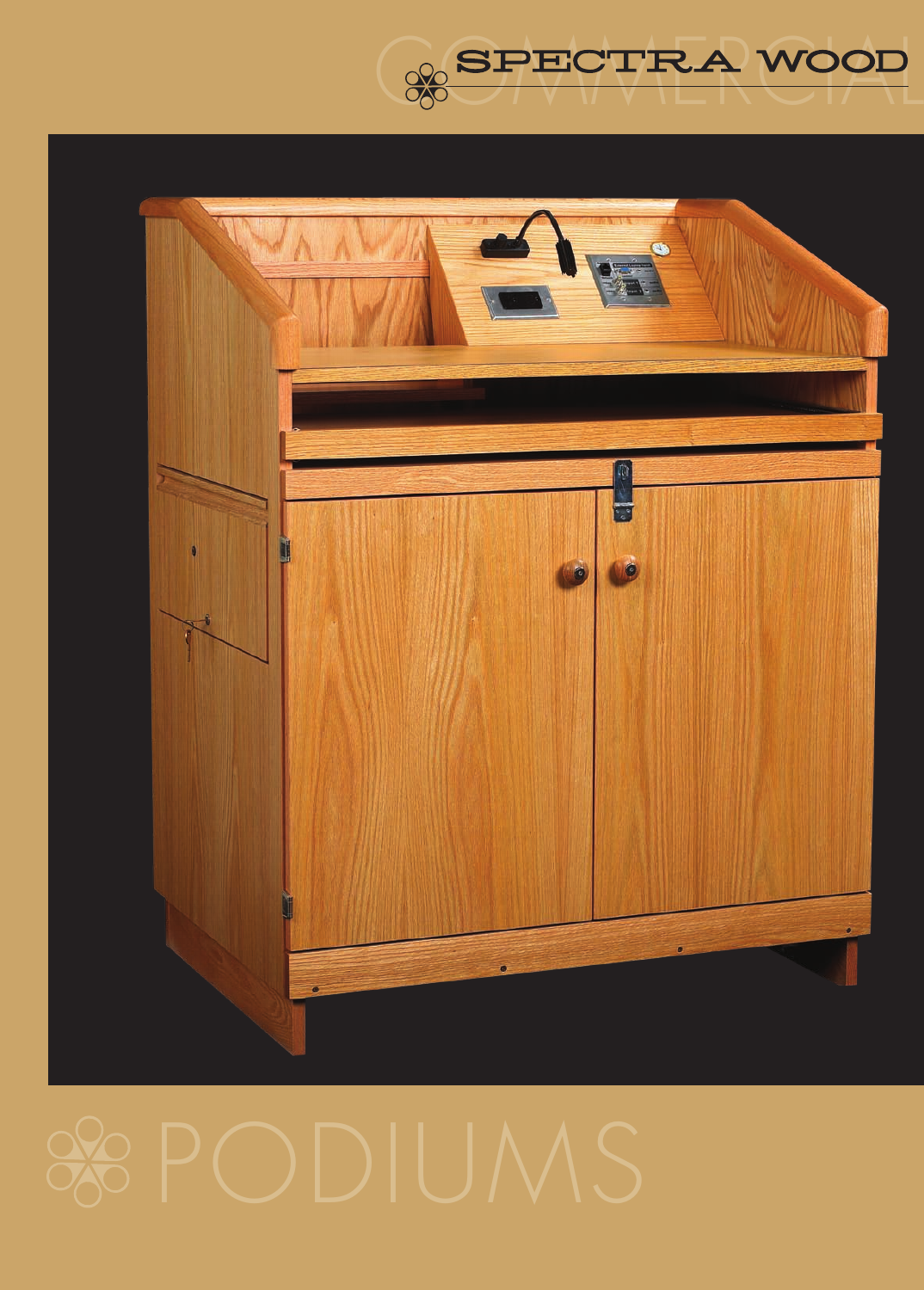# SPECTRA WOOD

COMMERCIAL

# PODIUMS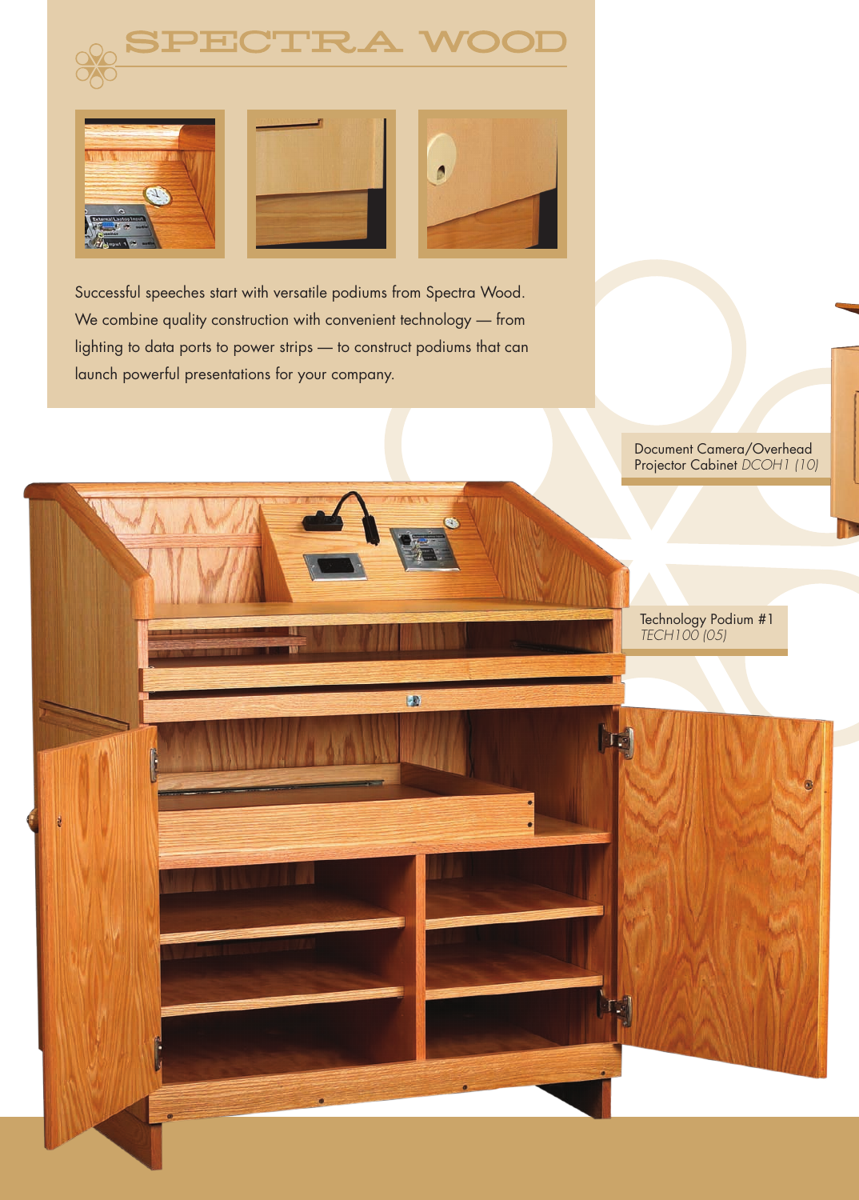# SPECTRA WOOD

Successful speeches start with versatile podiums from Spectra Wood. We combine quality construction with convenient technology — from lighting to data ports to power strips — to construct podiums that can launch powerful presentations for your company.

Document Camera/Overhead Projector Cabinet *DCOH1 (10)*

Technology Podium #1
*TECH100 (05)*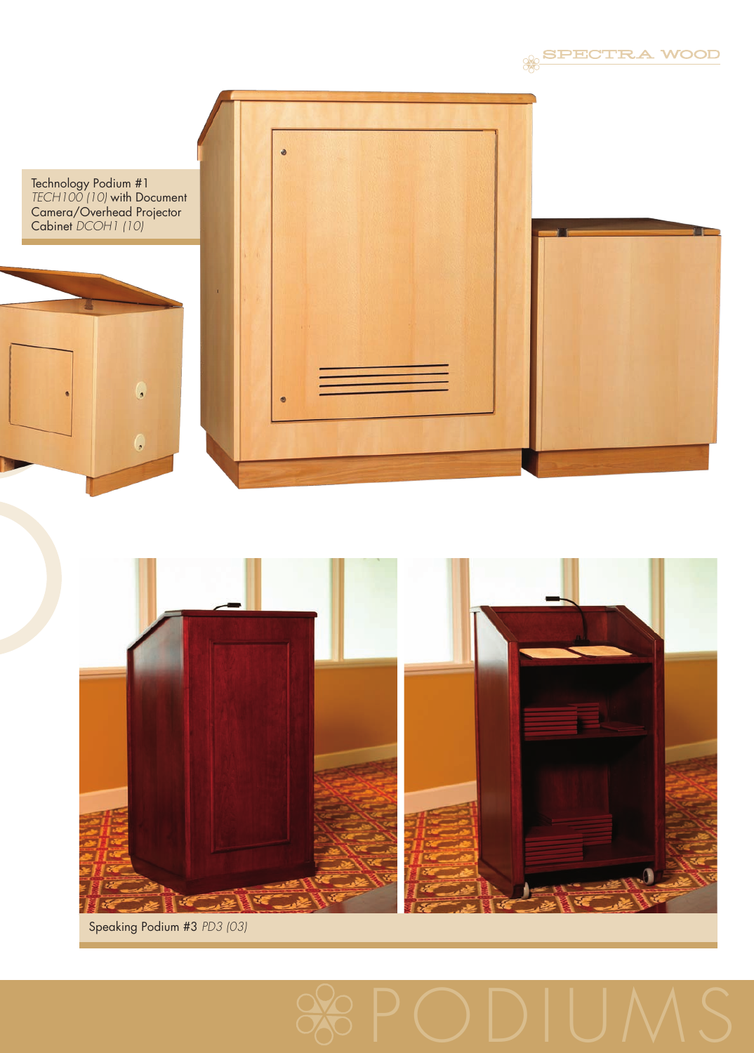Technology Podium #1
*TECH100 (10)* with Document Camera/Overhead Projector Cabinet *DCOH1 (10)*

Speaking Podium #3 *PD3 (03)*

PODIUMS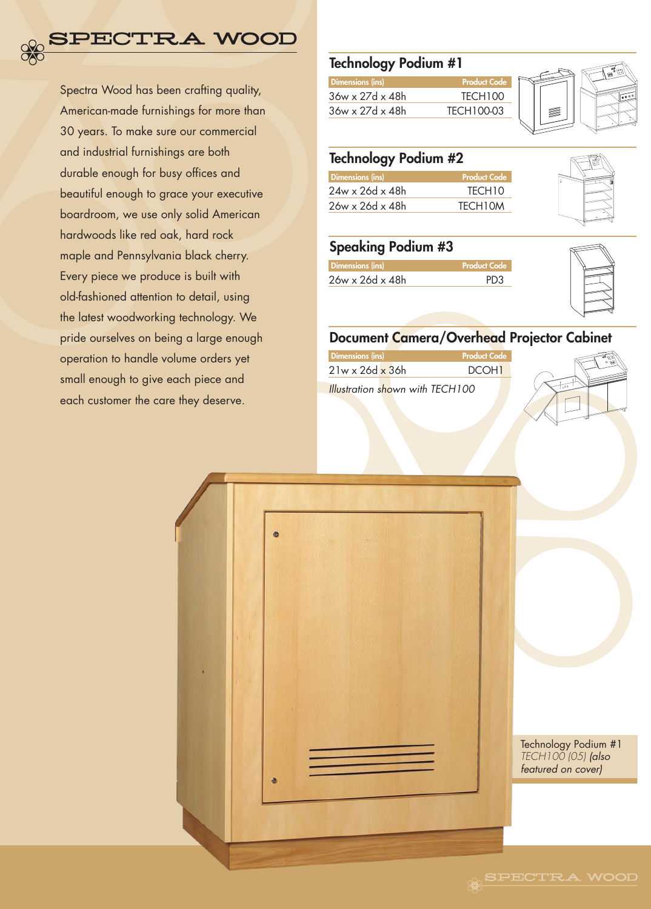# SPECTRA WOOD

Spectra Wood has been crafting quality, American-made furnishings for more than 30 years. To make sure our commercial and industrial furnishings are both durable enough for busy offices and beautiful enough to grace your executive boardroom, we use only solid American hardwoods like red oak, hard rock maple and Pennsylvania black cherry. Every piece we produce is built with old-fashioned attention to detail, using the latest woodworking technology. We pride ourselves on being a large enough operation to handle volume orders yet small enough to give each piece and each customer the care they deserve.

## Technology Podium #1

| Dimensions (ins) | Product Code |
|---|---|
| 36w x 27d x 48h | TECH100 |
| 36w x 27d x 48h | TECH100-03 |

## Technology Podium #2

| Dimensions (ins) | Product Code |
|---|---|
| 24w x 26d x 48h | TECH10 |
| 26w x 26d x 48h | TECH10M |

## Speaking Podium #3

| Dimensions (ins) | Product Code |
|---|---|
| 26w x 26d x 48h | PD3 |

## Document Camera/Overhead Projector Cabinet

| Dimensions (ins) | Product Code |
|---|---|
| 21w x 26d x 36h | DCOH1 |

*Illustration shown with TECH100*

Technology Podium #1
*TECH100 (05) (also featured on cover)*